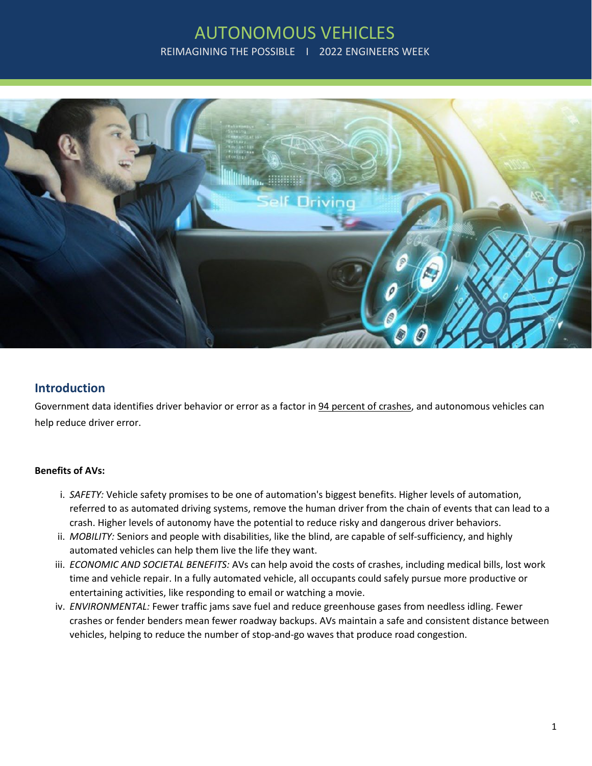# AUTONOMOUS VEHICLES

REIMAGINING THE POSSIBLE I 2022 ENGINEERS WEEK

## Introduction

Government data identifies driver behavior or error as a factor in 94 percent of crashes, and autonomous vehicles can help reduce driver error.

**Benefits of AVs:**

i. *SAFETY:* Vehicle safety promises to be one of automation's biggest benefits. Higher levels of automation, referred to as automated driving systems, remove the human driver from the chain of events that can lead to a crash. Higher levels of autonomy have the potential to reduce risky and dangerous driver behaviors.

ii. *MOBILITY:* Seniors and people with disabilities, like the blind, are capable of self-sufficiency, and highly automated vehicles can help them live the life they want.

iii. *ECONOMIC AND SOCIETAL BENEFITS:* AVs can help avoid the costs of crashes, including medical bills, lost work time and vehicle repair. In a fully automated vehicle, all occupants could safely pursue more productive or entertaining activities, like responding to email or watching a movie.

iv. *ENVIRONMENTAL:* Fewer traffic jams save fuel and reduce greenhouse gases from needless idling. Fewer crashes or fender benders mean fewer roadway backups. AVs maintain a safe and consistent distance between vehicles, helping to reduce the number of stop-and-go waves that produce road congestion.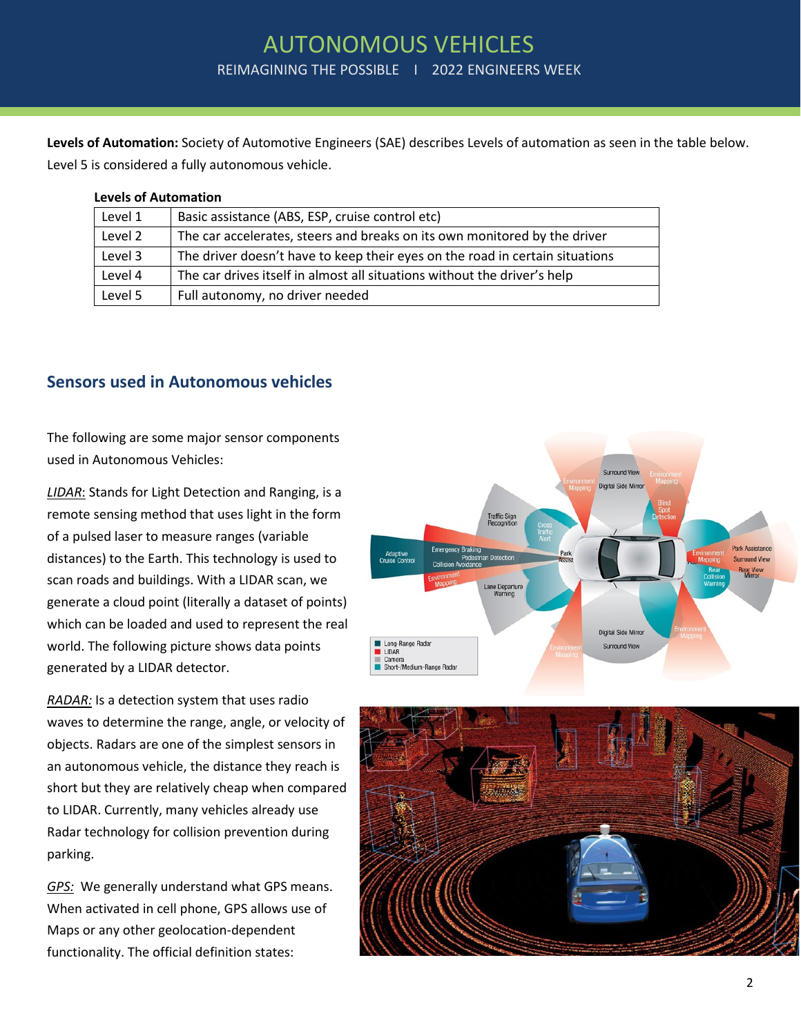**Levels of Automation:** Society of Automotive Engineers (SAE) describes Levels of automation as seen in the table below. Level 5 is considered a fully autonomous vehicle.

**Levels of Automation**

| Level | Description |
|---|---|
| Level 1 | Basic assistance (ABS, ESP, cruise control etc) |
| Level 2 | The car accelerates, steers and breaks on its own monitored by the driver |
| Level 3 | The driver doesn't have to keep their eyes on the road in certain situations |
| Level 4 | The car drives itself in almost all situations without the driver's help |
| Level 5 | Full autonomy, no driver needed |

## Sensors used in Autonomous vehicles

The following are some major sensor components used in Autonomous Vehicles:

*LIDAR*: Stands for Light Detection and Ranging, is a remote sensing method that uses light in the form of a pulsed laser to measure ranges (variable distances) to the Earth. This technology is used to scan roads and buildings. With a LIDAR scan, we generate a cloud point (literally a dataset of points) which can be loaded and used to represent the real world. The following picture shows data points generated by a LIDAR detector.

*RADAR:* Is a detection system that uses radio waves to determine the range, angle, or velocity of objects. Radars are one of the simplest sensors in an autonomous vehicle, the distance they reach is short but they are relatively cheap when compared to LIDAR. Currently, many vehicles already use Radar technology for collision prevention during parking.

*GPS:* We generally understand what GPS means. When activated in cell phone, GPS allows use of Maps or any other geolocation-dependent functionality. The official definition states: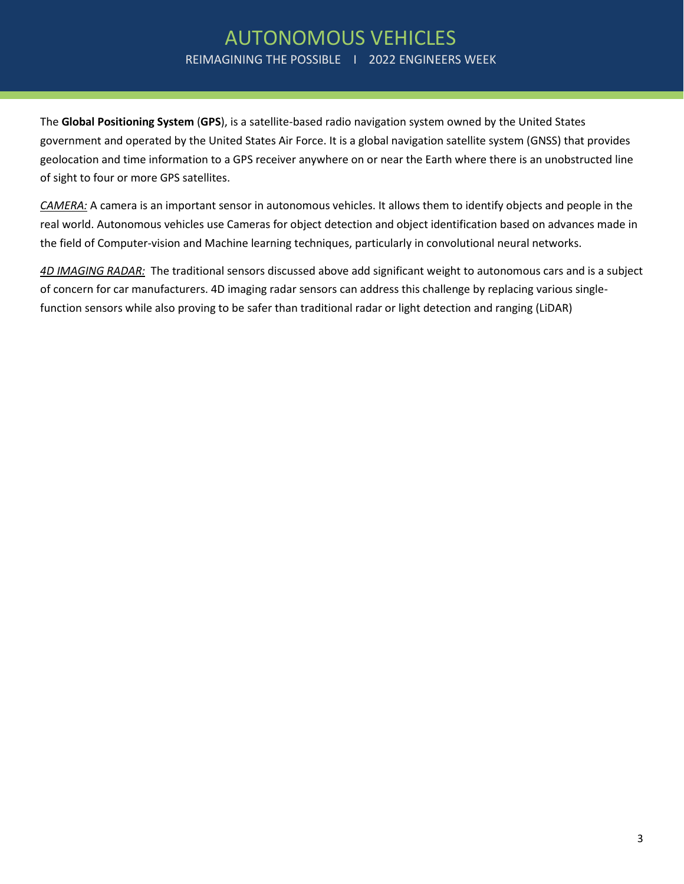The **Global Positioning System** (**GPS**), is a satellite-based radio navigation system owned by the United States government and operated by the United States Air Force. It is a global navigation satellite system (GNSS) that provides geolocation and time information to a GPS receiver anywhere on or near the Earth where there is an unobstructed line of sight to four or more GPS satellites.

*CAMERA:* A camera is an important sensor in autonomous vehicles. It allows them to identify objects and people in the real world. Autonomous vehicles use Cameras for object detection and object identification based on advances made in the field of Computer-vision and Machine learning techniques, particularly in convolutional neural networks.

*4D IMAGING RADAR:* The traditional sensors discussed above add significant weight to autonomous cars and is a subject of concern for car manufacturers. 4D imaging radar sensors can address this challenge by replacing various single-function sensors while also proving to be safer than traditional radar or light detection and ranging (LiDAR)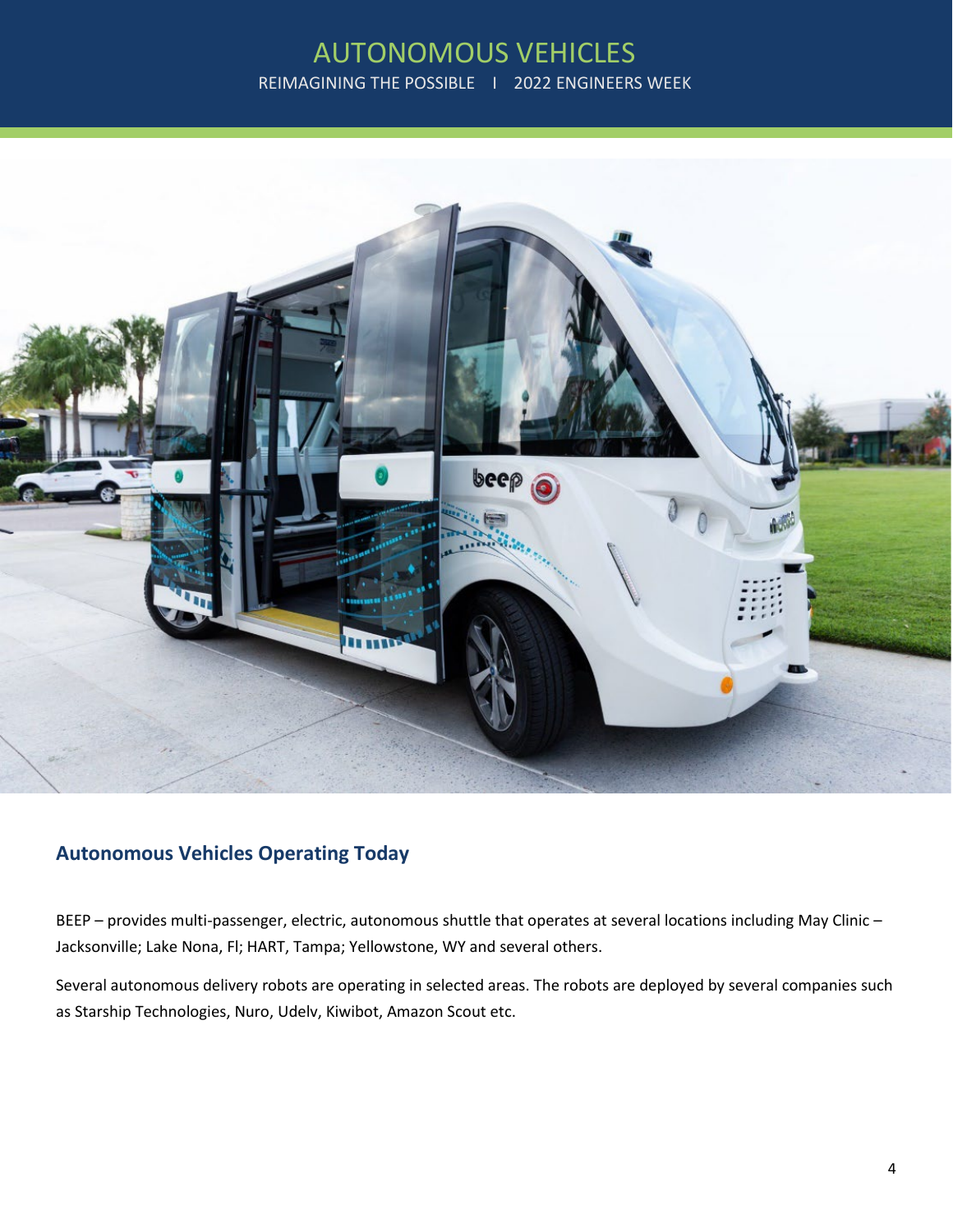## Autonomous Vehicles Operating Today

BEEP – provides multi-passenger, electric, autonomous shuttle that operates at several locations including May Clinic – Jacksonville; Lake Nona, Fl; HART, Tampa; Yellowstone, WY and several others.

Several autonomous delivery robots are operating in selected areas. The robots are deployed by several companies such as Starship Technologies, Nuro, Udelv, Kiwibot, Amazon Scout etc.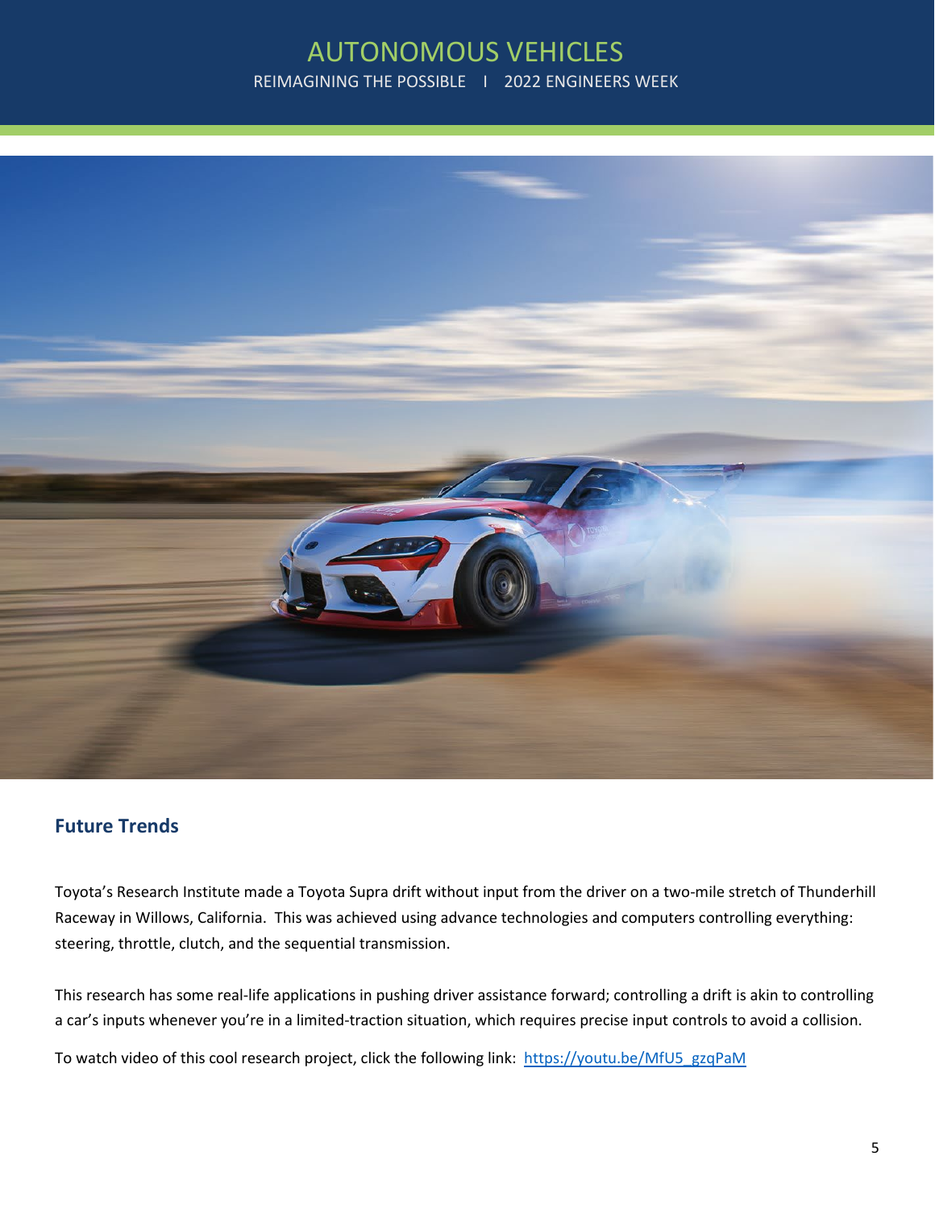## Future Trends

Toyota's Research Institute made a Toyota Supra drift without input from the driver on a two-mile stretch of Thunderhill Raceway in Willows, California. This was achieved using advance technologies and computers controlling everything: steering, throttle, clutch, and the sequential transmission.

This research has some real-life applications in pushing driver assistance forward; controlling a drift is akin to controlling a car's inputs whenever you're in a limited-traction situation, which requires precise input controls to avoid a collision.

To watch video of this cool research project, click the following link: [https://youtu.be/MfU5_gzqPaM](https://youtu.be/MfU5_gzqPaM)